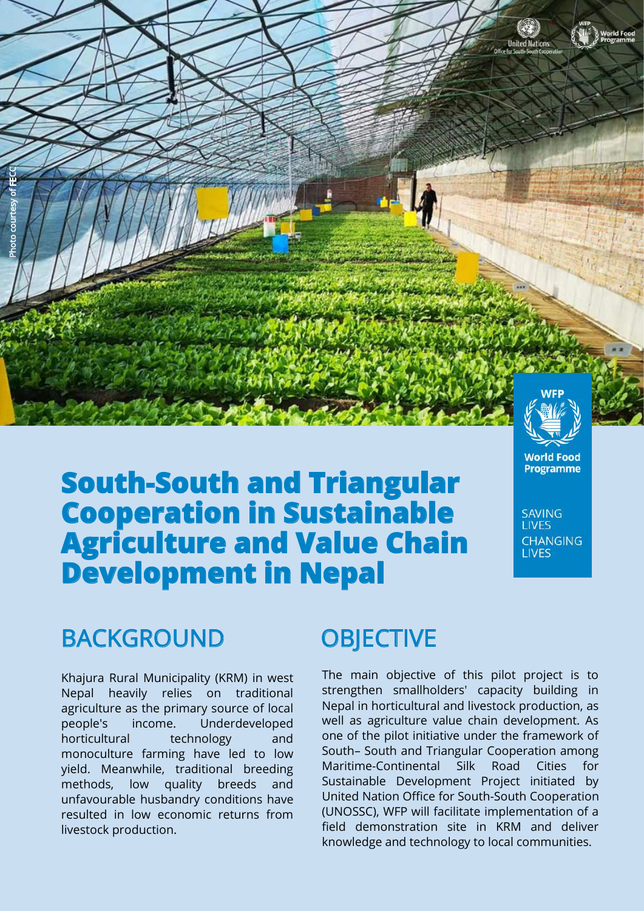Photo courtesy of FECC

# South-South and Triangular Cooperation in Sustainable Agriculture and Value Chain Development in Nepal

World Food Programme

SAVING LIVES CHANGING LIVES

## BACKGROUND

Khajura Rural Municipality (KRM) in west Nepal heavily relies on traditional agriculture as the primary source of local people's income. Underdeveloped horticultural technology and monoculture farming have led to low yield. Meanwhile, traditional breeding methods, low quality breeds and unfavourable husbandry conditions have resulted in low economic returns from livestock production.

## OBJECTIVE

The main objective of this pilot project is to strengthen smallholders' capacity building in Nepal in horticultural and livestock production, as well as agriculture value chain development. As one of the pilot initiative under the framework of South– South and Triangular Cooperation among Maritime-Continental Silk Road Cities for Sustainable Development Project initiated by United Nation Office for South-South Cooperation (UNOSSC), WFP will facilitate implementation of a field demonstration site in KRM and deliver knowledge and technology to local communities.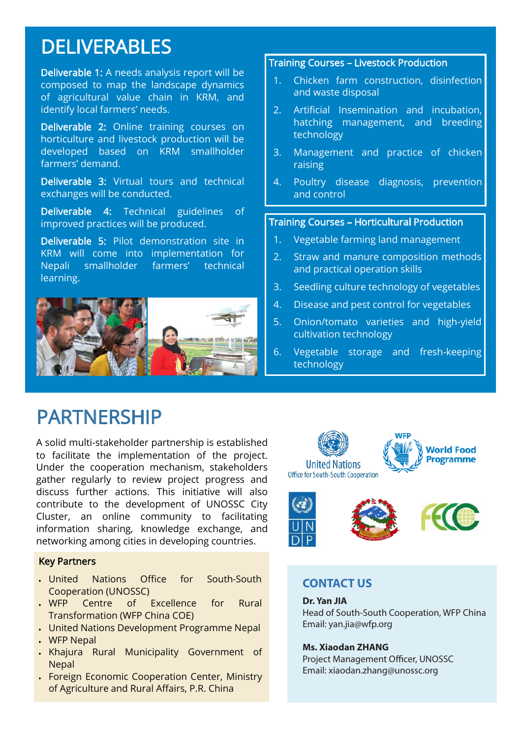# DELIVERABLES

**Deliverable 1:** A needs analysis report will be composed to map the landscape dynamics of agricultural value chain in KRM, and identify local farmers' needs.

**Deliverable 2:** Online training courses on horticulture and livestock production will be developed based on KRM smallholder farmers' demand.

**Deliverable 3:** Virtual tours and technical exchanges will be conducted.

**Deliverable 4:** Technical guidelines of improved practices will be produced.

**Deliverable 5:** Pilot demonstration site in KRM will come into implementation for Nepali smallholder farmers' technical learning.

### Training Courses – Livestock Production

1. Chicken farm construction, disinfection and waste disposal
2. Artificial Insemination and incubation, hatching management, and breeding technology
3. Management and practice of chicken raising
4. Poultry disease diagnosis, prevention and control

### Training Courses – Horticultural Production

1. Vegetable farming land management
2. Straw and manure composition methods and practical operation skills
3. Seedling culture technology of vegetables
4. Disease and pest control for vegetables
5. Onion/tomato varieties and high-yield cultivation technology
6. Vegetable storage and fresh-keeping technology

# PARTNERSHIP

A solid multi-stakeholder partnership is established to facilitate the implementation of the project. Under the cooperation mechanism, stakeholders gather regularly to review project progress and discuss further actions. This initiative will also contribute to the development of UNOSSC City Cluster, an online community to facilitating information sharing, knowledge exchange, and networking among cities in developing countries.

### Key Partners

- United Nations Office for South-South Cooperation (UNOSSC)
- WFP Centre of Excellence for Rural Transformation (WFP China COE)
- United Nations Development Programme Nepal
- WFP Nepal
- Khajura Rural Municipality Government of Nepal
- Foreign Economic Cooperation Center, Ministry of Agriculture and Rural Affairs, P.R. China

United Nations Office for South-South Cooperation

WFP World Food Programme

### CONTACT US

**Dr. Yan JIA**
Head of South-South Cooperation, WFP China
Email: yan.jia@wfp.org

**Ms. Xiaodan ZHANG**
Project Management Officer, UNOSSC
Email: xiaodan.zhang@unossc.org